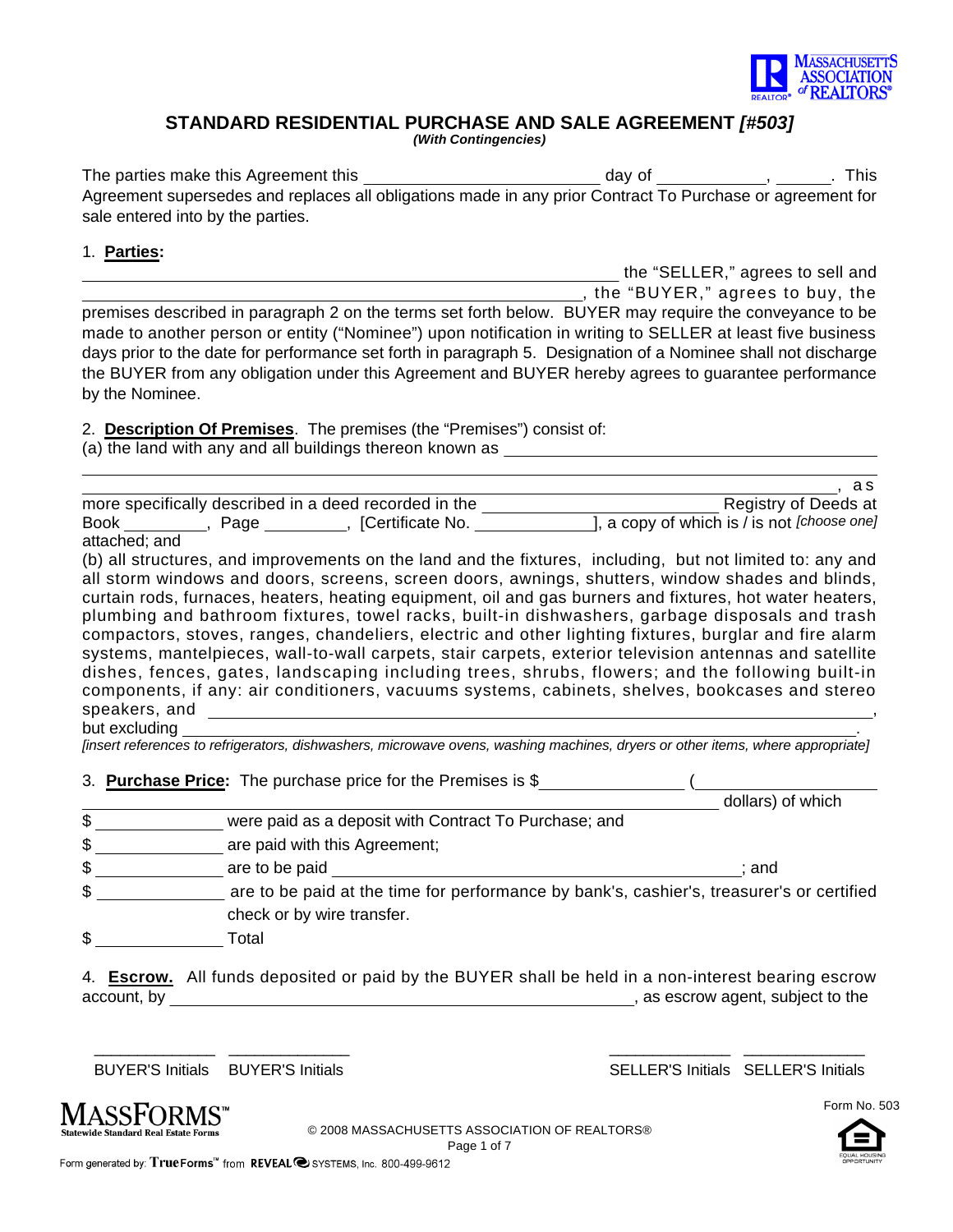# STANDARD RESIDENTIAL PURCHASE AND SALE AGREEMENT *[#503]*

***(With Contingencies)***

The parties make this Agreement this ________________________ day of ___________, ______. This Agreement supersedes and replaces all obligations made in any prior Contract To Purchase or agreement for sale entered into by the parties.

1. **Parties:**

________________________________________________________ the "SELLER," agrees to sell and ________________________________________________________, the "BUYER," agrees to buy, the premises described in paragraph 2 on the terms set forth below. BUYER may require the conveyance to be made to another person or entity ("Nominee") upon notification in writing to SELLER at least five business days prior to the date for performance set forth in paragraph 5. Designation of a Nominee shall not discharge the BUYER from any obligation under this Agreement and BUYER hereby agrees to guarantee performance by the Nominee.

2. **Description Of Premises**. The premises (the "Premises") consist of:

(a) the land with any and all buildings thereon known as ________________________________________

__________________________________________________________________________________, as more specifically described in a deed recorded in the __________________________ Registry of Deeds at Book _________, Page _________, [Certificate No. _____________], a copy of which is / is not *[choose one]* attached; and

(b) all structures, and improvements on the land and the fixtures, including, but not limited to: any and all storm windows and doors, screens, screen doors, awnings, shutters, window shades and blinds, curtain rods, furnaces, heaters, heating equipment, oil and gas burners and fixtures, hot water heaters, plumbing and bathroom fixtures, towel racks, built-in dishwashers, garbage disposals and trash compactors, stoves, ranges, chandeliers, electric and other lighting fixtures, burglar and fire alarm systems, mantelpieces, wall-to-wall carpets, stair carpets, exterior television antennas and satellite dishes, fences, gates, landscaping including trees, shrubs, flowers; and the following built-in components, if any: air conditioners, vacuums systems, cabinets, shelves, bookcases and stereo speakers, and ________________________________________________________________________,

but excluding ________________________________________________________________________.

*[insert references to refrigerators, dishwashers, microwave ovens, washing machines, dryers or other items, where appropriate]*

3. **Purchase Price:** The purchase price for the Premises is $_______________ (____________________

____________________________________________________________ dollars) of which

$ ______________ were paid as a deposit with Contract To Purchase; and

$ ______________ are paid with this Agreement;

$ ______________ are to be paid ____________________________________________; and

$ ______________ are to be paid at the time for performance by bank's, cashier's, treasurer's or certified check or by wire transfer.

$ ______________ Total

4. **Escrow.** All funds deposited or paid by the BUYER shall be held in a non-interest bearing escrow account, by ____________________________________________________, as escrow agent, subject to the

_____________ _____________ _____________ _____________

BUYER'S Initials BUYER'S Initials SELLER'S Initials SELLER'S Initials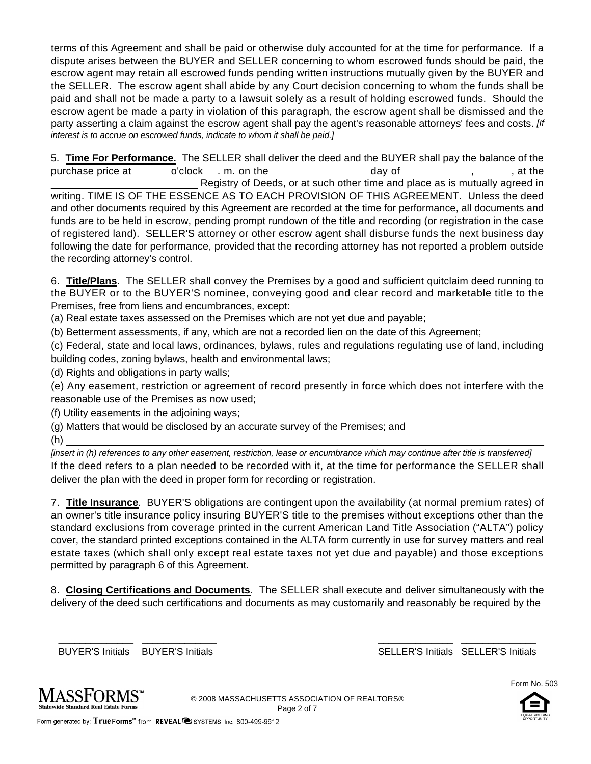terms of this Agreement and shall be paid or otherwise duly accounted for at the time for performance. If a dispute arises between the BUYER and SELLER concerning to whom escrowed funds should be paid, the escrow agent may retain all escrowed funds pending written instructions mutually given by the BUYER and the SELLER. The escrow agent shall abide by any Court decision concerning to whom the funds shall be paid and shall not be made a party to a lawsuit solely as a result of holding escrowed funds. Should the escrow agent be made a party in violation of this paragraph, the escrow agent shall be dismissed and the party asserting a claim against the escrow agent shall pay the agent's reasonable attorneys' fees and costs. *[If interest is to accrue on escrowed funds, indicate to whom it shall be paid.]*

5. **Time For Performance.** The SELLER shall deliver the deed and the BUYER shall pay the balance of the purchase price at ______ o'clock __. m. on the ________________ day of ___________, ______, at the ________________________ Registry of Deeds, or at such other time and place as is mutually agreed in writing. TIME IS OF THE ESSENCE AS TO EACH PROVISION OF THIS AGREEMENT. Unless the deed and other documents required by this Agreement are recorded at the time for performance, all documents and funds are to be held in escrow, pending prompt rundown of the title and recording (or registration in the case of registered land). SELLER'S attorney or other escrow agent shall disburse funds the next business day following the date for performance, provided that the recording attorney has not reported a problem outside the recording attorney's control.

6. **Title/Plans**. The SELLER shall convey the Premises by a good and sufficient quitclaim deed running to the BUYER or to the BUYER'S nominee, conveying good and clear record and marketable title to the Premises, free from liens and encumbrances, except:

(a) Real estate taxes assessed on the Premises which are not yet due and payable;

(b) Betterment assessments, if any, which are not a recorded lien on the date of this Agreement;

(c) Federal, state and local laws, ordinances, bylaws, rules and regulations regulating use of land, including building codes, zoning bylaws, health and environmental laws;

(d) Rights and obligations in party walls;

(e) Any easement, restriction or agreement of record presently in force which does not interfere with the reasonable use of the Premises as now used;

(f) Utility easements in the adjoining ways;

(g) Matters that would be disclosed by an accurate survey of the Premises; and

(h) ________________________________________________________________________________

*[insert in (h) references to any other easement, restriction, lease or encumbrance which may continue after title is transferred]*

If the deed refers to a plan needed to be recorded with it, at the time for performance the SELLER shall deliver the plan with the deed in proper form for recording or registration.

7. **Title Insurance**. BUYER'S obligations are contingent upon the availability (at normal premium rates) of an owner's title insurance policy insuring BUYER'S title to the premises without exceptions other than the standard exclusions from coverage printed in the current American Land Title Association ("ALTA") policy cover, the standard printed exceptions contained in the ALTA form currently in use for survey matters and real estate taxes (which shall only except real estate taxes not yet due and payable) and those exceptions permitted by paragraph 6 of this Agreement.

8. **Closing Certifications and Documents**. The SELLER shall execute and deliver simultaneously with the delivery of the deed such certifications and documents as may customarily and reasonably be required by the

_____________ _____________ _____________ _____________

BUYER'S Initials BUYER'S Initials SELLER'S Initials SELLER'S Initials

Form No. 503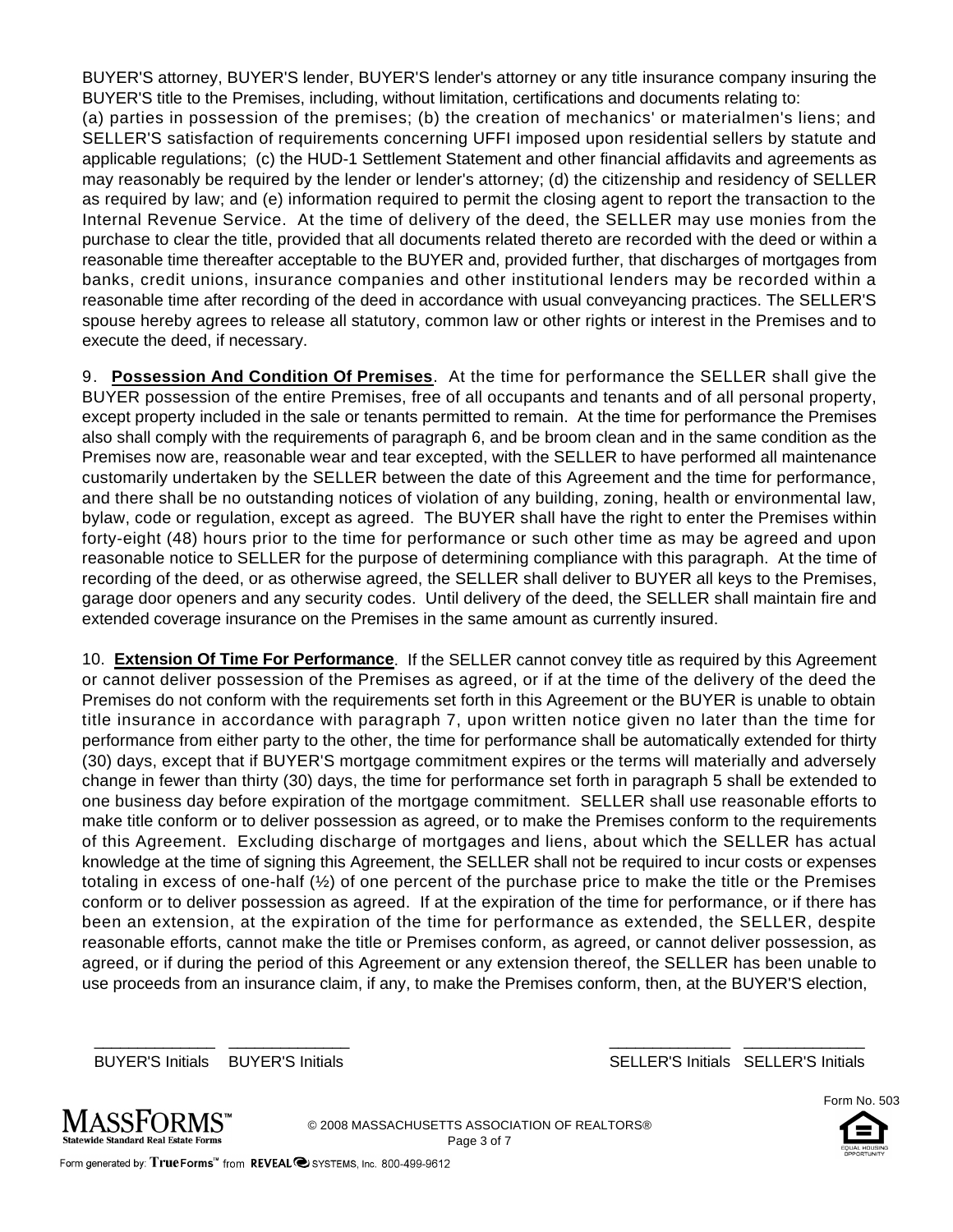BUYER'S attorney, BUYER'S lender, BUYER'S lender's attorney or any title insurance company insuring the BUYER'S title to the Premises, including, without limitation, certifications and documents relating to: (a) parties in possession of the premises; (b) the creation of mechanics' or materialmen's liens; and SELLER'S satisfaction of requirements concerning UFFI imposed upon residential sellers by statute and applicable regulations; (c) the HUD-1 Settlement Statement and other financial affidavits and agreements as may reasonably be required by the lender or lender's attorney; (d) the citizenship and residency of SELLER as required by law; and (e) information required to permit the closing agent to report the transaction to the Internal Revenue Service. At the time of delivery of the deed, the SELLER may use monies from the purchase to clear the title, provided that all documents related thereto are recorded with the deed or within a reasonable time thereafter acceptable to the BUYER and, provided further, that discharges of mortgages from banks, credit unions, insurance companies and other institutional lenders may be recorded within a reasonable time after recording of the deed in accordance with usual conveyancing practices. The SELLER'S spouse hereby agrees to release all statutory, common law or other rights or interest in the Premises and to execute the deed, if necessary.

9. **Possession And Condition Of Premises**. At the time for performance the SELLER shall give the BUYER possession of the entire Premises, free of all occupants and tenants and of all personal property, except property included in the sale or tenants permitted to remain. At the time for performance the Premises also shall comply with the requirements of paragraph 6, and be broom clean and in the same condition as the Premises now are, reasonable wear and tear excepted, with the SELLER to have performed all maintenance customarily undertaken by the SELLER between the date of this Agreement and the time for performance, and there shall be no outstanding notices of violation of any building, zoning, health or environmental law, bylaw, code or regulation, except as agreed. The BUYER shall have the right to enter the Premises within forty-eight (48) hours prior to the time for performance or such other time as may be agreed and upon reasonable notice to SELLER for the purpose of determining compliance with this paragraph. At the time of recording of the deed, or as otherwise agreed, the SELLER shall deliver to BUYER all keys to the Premises, garage door openers and any security codes. Until delivery of the deed, the SELLER shall maintain fire and extended coverage insurance on the Premises in the same amount as currently insured.

10. **Extension Of Time For Performance**. If the SELLER cannot convey title as required by this Agreement or cannot deliver possession of the Premises as agreed, or if at the time of the delivery of the deed the Premises do not conform with the requirements set forth in this Agreement or the BUYER is unable to obtain title insurance in accordance with paragraph 7, upon written notice given no later than the time for performance from either party to the other, the time for performance shall be automatically extended for thirty (30) days, except that if BUYER'S mortgage commitment expires or the terms will materially and adversely change in fewer than thirty (30) days, the time for performance set forth in paragraph 5 shall be extended to one business day before expiration of the mortgage commitment. SELLER shall use reasonable efforts to make title conform or to deliver possession as agreed, or to make the Premises conform to the requirements of this Agreement. Excluding discharge of mortgages and liens, about which the SELLER has actual knowledge at the time of signing this Agreement, the SELLER shall not be required to incur costs or expenses totaling in excess of one-half (½) of one percent of the purchase price to make the title or the Premises conform or to deliver possession as agreed. If at the expiration of the time for performance, or if there has been an extension, at the expiration of the time for performance as extended, the SELLER, despite reasonable efforts, cannot make the title or Premises conform, as agreed, or cannot deliver possession, as agreed, or if during the period of this Agreement or any extension thereof, the SELLER has been unable to use proceeds from an insurance claim, if any, to make the Premises conform, then, at the BUYER'S election,

\_\_\_\_\_\_\_\_\_\_\_\_\_\_ \_\_\_\_\_\_\_\_\_\_\_\_\_\_ \_\_\_\_\_\_\_\_\_\_\_\_\_\_ \_\_\_\_\_\_\_\_\_\_\_\_\_\_

BUYER'S Initials BUYER'S Initials SELLER'S Initials SELLER'S Initials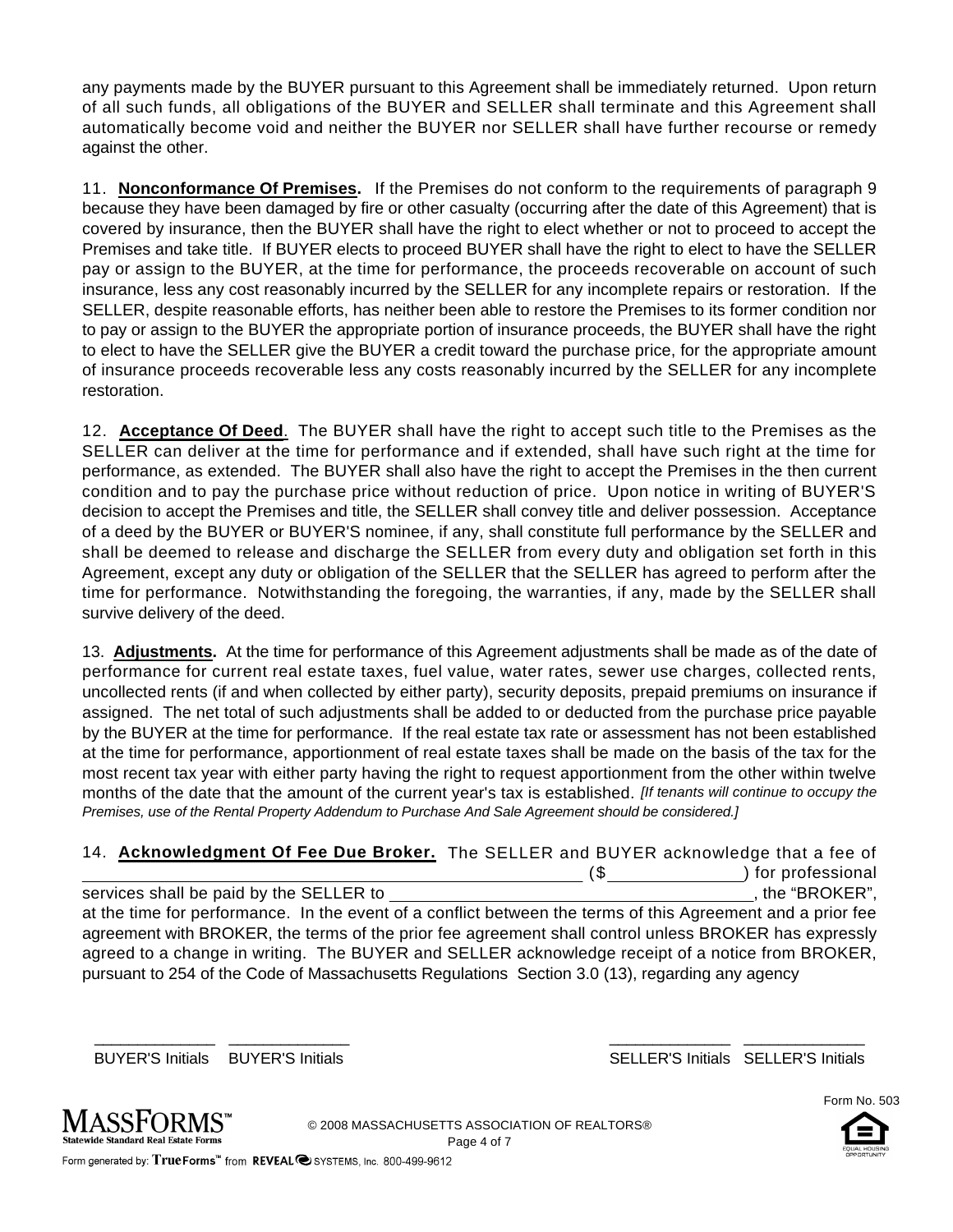any payments made by the BUYER pursuant to this Agreement shall be immediately returned. Upon return of all such funds, all obligations of the BUYER and SELLER shall terminate and this Agreement shall automatically become void and neither the BUYER nor SELLER shall have further recourse or remedy against the other.

11. **Nonconformance Of Premises.** If the Premises do not conform to the requirements of paragraph 9 because they have been damaged by fire or other casualty (occurring after the date of this Agreement) that is covered by insurance, then the BUYER shall have the right to elect whether or not to proceed to accept the Premises and take title. If BUYER elects to proceed BUYER shall have the right to elect to have the SELLER pay or assign to the BUYER, at the time for performance, the proceeds recoverable on account of such insurance, less any cost reasonably incurred by the SELLER for any incomplete repairs or restoration. If the SELLER, despite reasonable efforts, has neither been able to restore the Premises to its former condition nor to pay or assign to the BUYER the appropriate portion of insurance proceeds, the BUYER shall have the right to elect to have the SELLER give the BUYER a credit toward the purchase price, for the appropriate amount of insurance proceeds recoverable less any costs reasonably incurred by the SELLER for any incomplete restoration.

12. **Acceptance Of Deed**. The BUYER shall have the right to accept such title to the Premises as the SELLER can deliver at the time for performance and if extended, shall have such right at the time for performance, as extended. The BUYER shall also have the right to accept the Premises in the then current condition and to pay the purchase price without reduction of price. Upon notice in writing of BUYER'S decision to accept the Premises and title, the SELLER shall convey title and deliver possession. Acceptance of a deed by the BUYER or BUYER'S nominee, if any, shall constitute full performance by the SELLER and shall be deemed to release and discharge the SELLER from every duty and obligation set forth in this Agreement, except any duty or obligation of the SELLER that the SELLER has agreed to perform after the time for performance. Notwithstanding the foregoing, the warranties, if any, made by the SELLER shall survive delivery of the deed.

13. **Adjustments.** At the time for performance of this Agreement adjustments shall be made as of the date of performance for current real estate taxes, fuel value, water rates, sewer use charges, collected rents, uncollected rents (if and when collected by either party), security deposits, prepaid premiums on insurance if assigned. The net total of such adjustments shall be added to or deducted from the purchase price payable by the BUYER at the time for performance. If the real estate tax rate or assessment has not been established at the time for performance, apportionment of real estate taxes shall be made on the basis of the tax for the most recent tax year with either party having the right to request apportionment from the other within twelve months of the date that the amount of the current year's tax is established. *[If tenants will continue to occupy the Premises, use of the Rental Property Addendum to Purchase And Sale Agreement should be considered.]*

14. **Acknowledgment Of Fee Due Broker.** The SELLER and BUYER acknowledge that a fee of \_\_\_\_\_\_\_\_\_\_\_\_\_\_\_\_\_\_\_\_\_\_\_\_\_\_\_\_\_\_\_\_\_\_\_\_\_\_\_\_ ($\_\_\_\_\_\_\_\_\_\_\_\_) for professional services shall be paid by the SELLER to \_\_\_\_\_\_\_\_\_\_\_\_\_\_\_\_\_\_\_\_\_\_\_\_\_\_\_\_\_\_\_\_, the "BROKER", at the time for performance. In the event of a conflict between the terms of this Agreement and a prior fee agreement with BROKER, the terms of the prior fee agreement shall control unless BROKER has expressly agreed to a change in writing. The BUYER and SELLER acknowledge receipt of a notice from BROKER, pursuant to 254 of the Code of Massachusetts Regulations Section 3.0 (13), regarding any agency

\_\_\_\_\_\_\_\_\_\_\_\_ \_\_\_\_\_\_\_\_\_\_\_\_ \_\_\_\_\_\_\_\_\_\_\_\_ \_\_\_\_\_\_\_\_\_\_\_\_

BUYER'S Initials BUYER'S Initials SELLER'S Initials SELLER'S Initials

MASSFORMS™ Statewide Standard Real Estate Forms

© 2008 MASSACHUSETTS ASSOCIATION OF REALTORS®

Form No. 503

Form generated by: TrueForms™ from REVEAL SYSTEMS, Inc. 800-499-9612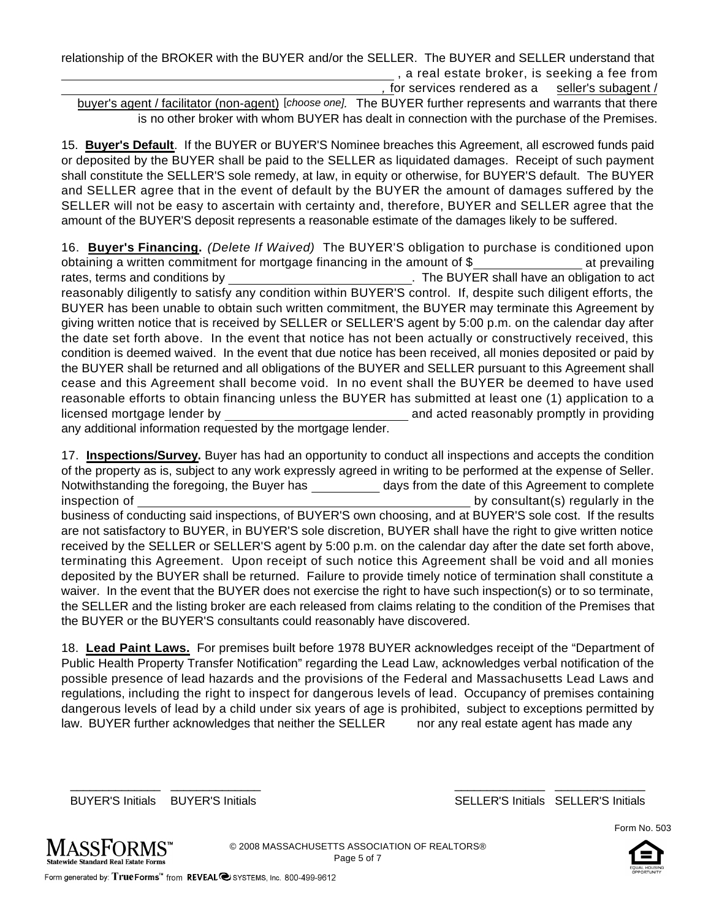relationship of the BROKER with the BUYER and/or the SELLER. The BUYER and SELLER understand that _______________________________________________ , a real estate broker, is seeking a fee from _______________________________________________ , for services rendered as a seller's subagent / buyer's agent / facilitator (non-agent) [*choose one].* The BUYER further represents and warrants that there is no other broker with whom BUYER has dealt in connection with the purchase of the Premises.

15. **Buyer's Default**. If the BUYER or BUYER'S Nominee breaches this Agreement, all escrowed funds paid or deposited by the BUYER shall be paid to the SELLER as liquidated damages. Receipt of such payment shall constitute the SELLER'S sole remedy, at law, in equity or otherwise, for BUYER'S default. The BUYER and SELLER agree that in the event of default by the BUYER the amount of damages suffered by the SELLER will not be easy to ascertain with certainty and, therefore, BUYER and SELLER agree that the amount of the BUYER'S deposit represents a reasonable estimate of the damages likely to be suffered.

16. **Buyer's Financing.** *(Delete If Waived)* The BUYER'S obligation to purchase is conditioned upon obtaining a written commitment for mortgage financing in the amount of $_______________ at prevailing rates, terms and conditions by __________________________. The BUYER shall have an obligation to act reasonably diligently to satisfy any condition within BUYER'S control. If, despite such diligent efforts, the BUYER has been unable to obtain such written commitment, the BUYER may terminate this Agreement by giving written notice that is received by SELLER or SELLER'S agent by 5:00 p.m. on the calendar day after the date set forth above. In the event that notice has not been actually or constructively received, this condition is deemed waived. In the event that due notice has been received, all monies deposited or paid by the BUYER shall be returned and all obligations of the BUYER and SELLER pursuant to this Agreement shall cease and this Agreement shall become void. In no event shall the BUYER be deemed to have used reasonable efforts to obtain financing unless the BUYER has submitted at least one (1) application to a licensed mortgage lender by __________________________ and acted reasonably promptly in providing any additional information requested by the mortgage lender.

17. **Inspections/Survey.** Buyer has had an opportunity to conduct all inspections and accepts the condition of the property as is, subject to any work expressly agreed in writing to be performed at the expense of Seller. Notwithstanding the foregoing, the Buyer has __________ days from the date of this Agreement to complete inspection of _______________________________________________ by consultant(s) regularly in the business of conducting said inspections, of BUYER'S own choosing, and at BUYER'S sole cost. If the results are not satisfactory to BUYER, in BUYER'S sole discretion, BUYER shall have the right to give written notice received by the SELLER or SELLER'S agent by 5:00 p.m. on the calendar day after the date set forth above, terminating this Agreement. Upon receipt of such notice this Agreement shall be void and all monies deposited by the BUYER shall be returned. Failure to provide timely notice of termination shall constitute a waiver. In the event that the BUYER does not exercise the right to have such inspection(s) or to so terminate, the SELLER and the listing broker are each released from claims relating to the condition of the Premises that the BUYER or the BUYER'S consultants could reasonably have discovered.

18. **Lead Paint Laws.** For premises built before 1978 BUYER acknowledges receipt of the "Department of Public Health Property Transfer Notification" regarding the Lead Law, acknowledges verbal notification of the possible presence of lead hazards and the provisions of the Federal and Massachusetts Lead Laws and regulations, including the right to inspect for dangerous levels of lead. Occupancy of premises containing dangerous levels of lead by a child under six years of age is prohibited, subject to exceptions permitted by law. BUYER further acknowledges that neither the SELLER nor any real estate agent has made any

_____________ _____________ _____________ _____________

BUYER'S Initials BUYER'S Initials SELLER'S Initials SELLER'S Initials

Form No. 503

MASSFORMS™ Statewide Standard Real Estate Forms

© 2008 MASSACHUSETTS ASSOCIATION OF REALTORS®

Form generated by: TrueForms™ from REVEAL SYSTEMS, Inc. 800-499-9612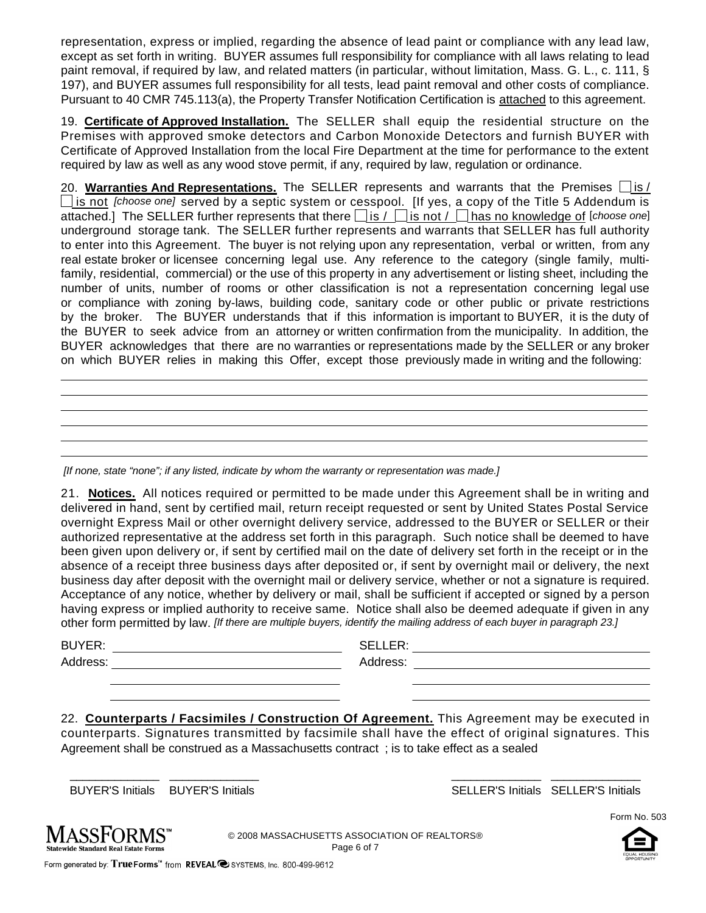representation, express or implied, regarding the absence of lead paint or compliance with any lead law, except as set forth in writing. BUYER assumes full responsibility for compliance with all laws relating to lead paint removal, if required by law, and related matters (in particular, without limitation, Mass. G. L., c. 111, § 197), and BUYER assumes full responsibility for all tests, lead paint removal and other costs of compliance. Pursuant to 40 CMR 745.113(a), the Property Transfer Notification Certification is attached to this agreement.

19. **Certificate of Approved Installation.** The SELLER shall equip the residential structure on the Premises with approved smoke detectors and Carbon Monoxide Detectors and furnish BUYER with Certificate of Approved Installation from the local Fire Department at the time for performance to the extent required by law as well as any wood stove permit, if any, required by law, regulation or ordinance.

20. **Warranties And Representations.** The SELLER represents and warrants that the Premises ☐ is / ☐ is not *[choose one]* served by a septic system or cesspool. [If yes, a copy of the Title 5 Addendum is attached.] The SELLER further represents that there ☐ is / ☐ is not / ☐ has no knowledge of [*choose one*] underground storage tank. The SELLER further represents and warrants that SELLER has full authority to enter into this Agreement. The buyer is not relying upon any representation, verbal or written, from any real estate broker or licensee concerning legal use. Any reference to the category (single family, multi-family, residential, commercial) or the use of this property in any advertisement or listing sheet, including the number of units, number of rooms or other classification is not a representation concerning legal use or compliance with zoning by-laws, building code, sanitary code or other public or private restrictions by the broker. The BUYER understands that if this information is important to BUYER, it is the duty of the BUYER to seek advice from an attorney or written confirmation from the municipality. In addition, the BUYER acknowledges that there are no warranties or representations made by the SELLER or any broker on which BUYER relies in making this Offer, except those previously made in writing and the following:

______________________________________________________________________

______________________________________________________________________

______________________________________________________________________

______________________________________________________________________

______________________________________________________________________

______________________________________________________________________

*[If none, state "none"; if any listed, indicate by whom the warranty or representation was made.]*

21. **Notices.** All notices required or permitted to be made under this Agreement shall be in writing and delivered in hand, sent by certified mail, return receipt requested or sent by United States Postal Service overnight Express Mail or other overnight delivery service, addressed to the BUYER or SELLER or their authorized representative at the address set forth in this paragraph. Such notice shall be deemed to have been given upon delivery or, if sent by certified mail on the date of delivery set forth in the receipt or in the absence of a receipt three business days after deposited or, if sent by overnight mail or delivery, the next business day after deposit with the overnight mail or delivery service, whether or not a signature is required. Acceptance of any notice, whether by delivery or mail, shall be sufficient if accepted or signed by a person having express or implied authority to receive same. Notice shall also be deemed adequate if given in any other form permitted by law. *[If there are multiple buyers, identify the mailing address of each buyer in paragraph 23.]*

BUYER: ______________________________ SELLER: ______________________________

Address: ______________________________ Address: ______________________________

______________________________ ______________________________

______________________________ ______________________________

22. **Counterparts / Facsimiles / Construction Of Agreement.** This Agreement may be executed in counterparts. Signatures transmitted by facsimile shall have the effect of original signatures. This Agreement shall be construed as a Massachusetts contract ; is to take effect as a sealed

_____________ _____________ _____________ _____________

BUYER'S Initials BUYER'S Initials SELLER'S Initials SELLER'S Initials

Form No. 503

MASSFORMS™ Statewide Standard Real Estate Forms

© 2008 MASSACHUSETTS ASSOCIATION OF REALTORS®

Form generated by: TrueForms™ from REVEAL SYSTEMS, Inc. 800-499-9612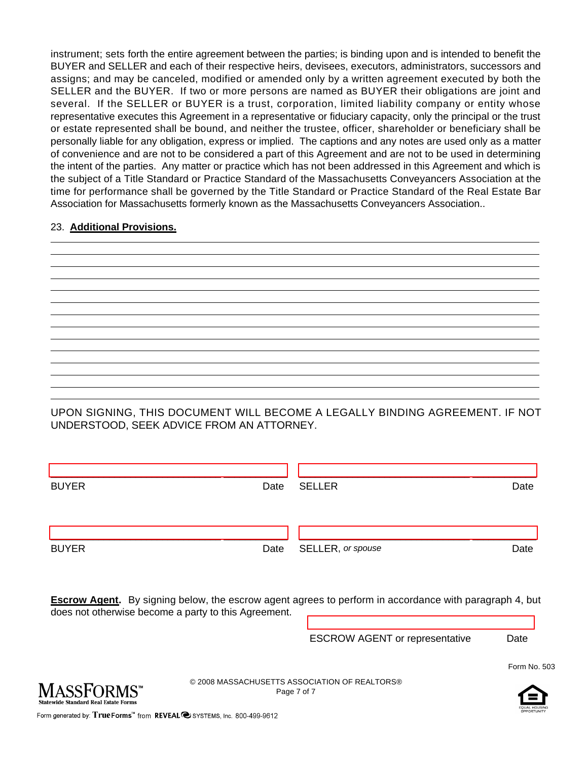instrument; sets forth the entire agreement between the parties; is binding upon and is intended to benefit the BUYER and SELLER and each of their respective heirs, devisees, executors, administrators, successors and assigns; and may be canceled, modified or amended only by a written agreement executed by both the SELLER and the BUYER. If two or more persons are named as BUYER their obligations are joint and several. If the SELLER or BUYER is a trust, corporation, limited liability company or entity whose representative executes this Agreement in a representative or fiduciary capacity, only the principal or the trust or estate represented shall be bound, and neither the trustee, officer, shareholder or beneficiary shall be personally liable for any obligation, express or implied. The captions and any notes are used only as a matter of convenience and are not to be considered a part of this Agreement and are not to be used in determining the intent of the parties. Any matter or practice which has not been addressed in this Agreement and which is the subject of a Title Standard or Practice Standard of the Massachusetts Conveyancers Association at the time for performance shall be governed by the Title Standard or Practice Standard of the Real Estate Bar Association for Massachusetts formerly known as the Massachusetts Conveyancers Association..

23. **Additional Provisions.**

UPON SIGNING, THIS DOCUMENT WILL BECOME A LEGALLY BINDING AGREEMENT. IF NOT UNDERSTOOD, SEEK ADVICE FROM AN ATTORNEY.

| | | | |
|---|---|---|---|
| BUYER | Date | SELLER | Date |
| BUYER | Date | SELLER, *or spouse* | Date |

**Escrow Agent.** By signing below, the escrow agent agrees to perform in accordance with paragraph 4, but does not otherwise become a party to this Agreement.

ESCROW AGENT or representative Date

Form No. 503

© 2008 MASSACHUSETTS ASSOCIATION OF REALTORS®

MASSFORMS™ Statewide Standard Real Estate Forms

Form generated by: TrueForms™ from REVEAL SYSTEMS, Inc. 800-499-9612